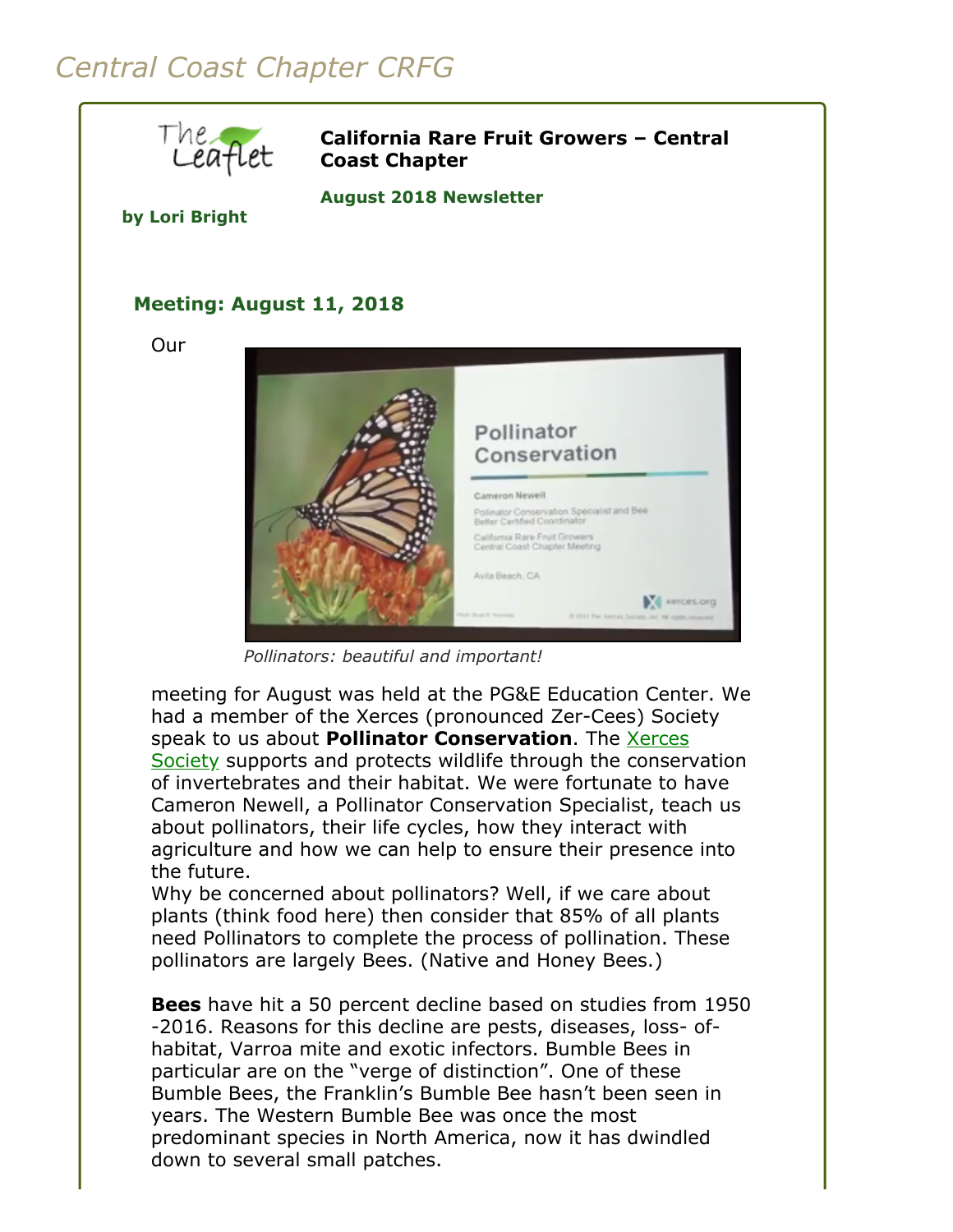# Central Coast Chapter CRFG

**California Rare Fruit Growers – Central Coast Chapter**

**August 2018 Newsletter**

**by Lori Bright**

## Meeting: August 11, 2018

Our

*Pollinators: beautiful and important!*

meeting for August was held at the PG&E Education Center. We had a member of the Xerces (pronounced Zer-Cees) Society speak to us about **Pollinator Conservation**. The Xerces Society supports and protects wildlife through the conservation of invertebrates and their habitat. We were fortunate to have Cameron Newell, a Pollinator Conservation Specialist, teach us about pollinators, their life cycles, how they interact with agriculture and how we can help to ensure their presence into the future.

Why be concerned about pollinators? Well, if we care about plants (think food here) then consider that 85% of all plants need Pollinators to complete the process of pollination. These pollinators are largely Bees. (Native and Honey Bees.)

**Bees** have hit a 50 percent decline based on studies from 1950 -2016. Reasons for this decline are pests, diseases, loss- of-habitat, Varroa mite and exotic infectors. Bumble Bees in particular are on the "verge of distinction". One of these Bumble Bees, the Franklin's Bumble Bee hasn't been seen in years. The Western Bumble Bee was once the most predominant species in North America, now it has dwindled down to several small patches.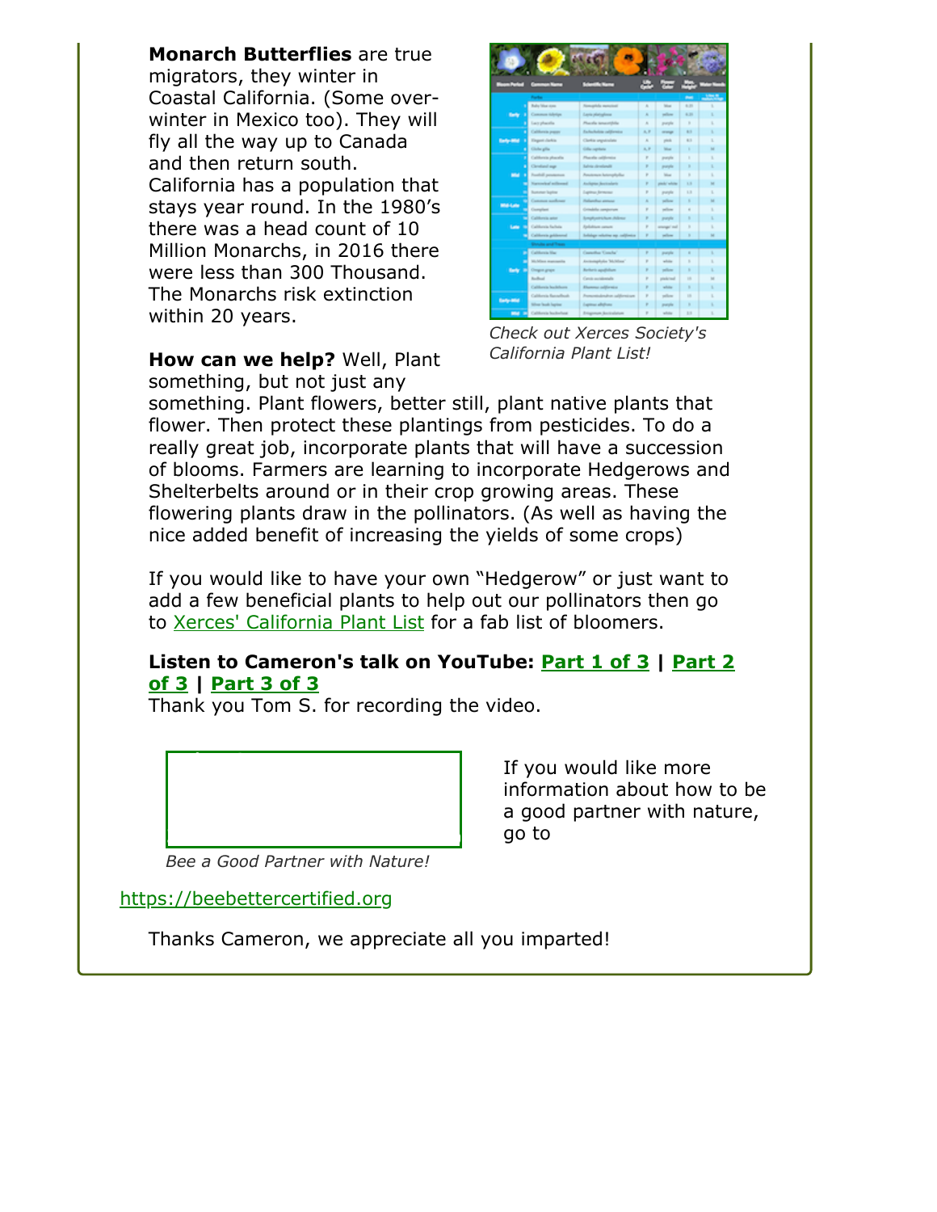**Monarch Butterflies** are true migrators, they winter in Coastal California. (Some over-winter in Mexico too). They will fly all the way up to Canada and then return south. California has a population that stays year round. In the 1980's there was a head count of 10 Million Monarchs, in 2016 there were less than 300 Thousand. The Monarchs risk extinction within 20 years.

*Check out Xerces Society's California Plant List!*

**How can we help?** Well, Plant something, but not just any something. Plant flowers, better still, plant native plants that flower. Then protect these plantings from pesticides. To do a really great job, incorporate plants that will have a succession of blooms. Farmers are learning to incorporate Hedgerows and Shelterbelts around or in their crop growing areas. These flowering plants draw in the pollinators. (As well as having the nice added benefit of increasing the yields of some crops)

If you would like to have your own "Hedgerow" or just want to add a few beneficial plants to help out our pollinators then go to Xerces' California Plant List for a fab list of bloomers.

**Listen to Cameron's talk on YouTube: Part 1 of 3 | Part 2 of 3 | Part 3 of 3**
Thank you Tom S. for recording the video.

*Bee a Good Partner with Nature!*

If you would like more information about how to be a good partner with nature, go to

https://beebettercertified.org

Thanks Cameron, we appreciate all you imparted!